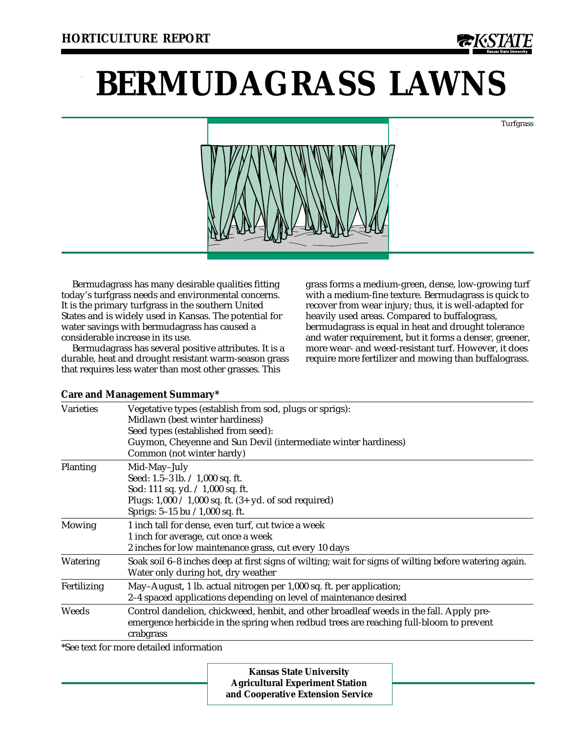HORTICULTURE REPORT

# BERMUDAGRASS LAWNS

Turfgrass

Bermudagrass has many desirable qualities fitting today's turfgrass needs and environmental concerns. It is the primary turfgrass in the southern United States and is widely used in Kansas. The potential for water savings with bermudagrass has caused a considerable increase in its use.

Bermudagrass has several positive attributes. It is a durable, heat and drought resistant warm-season grass that requires less water than most other grasses. This grass forms a medium-green, dense, low-growing turf with a medium-fine texture. Bermudagrass is quick to recover from wear injury; thus, it is well-adapted for heavily used areas. Compared to buffalograss, bermudagrass is equal in heat and drought tolerance and water requirement, but it forms a denser, greener, more wear- and weed-resistant turf. However, it does require more fertilizer and mowing than buffalograss.

**Care and Management Summary***

| | |
|---|---|
| Varieties | Vegetative types (establish from sod, plugs or sprigs):<br>Midlawn (best winter hardiness)<br>Seed types (established from seed):<br>Guymon, Cheyenne and Sun Devil (intermediate winter hardiness)<br>Common (not winter hardy) |
| Planting | Mid-May–July<br>Seed: 1.5–3 lb. / 1,000 sq. ft.<br>Sod: 111 sq. yd. / 1,000 sq. ft.<br>Plugs: 1,000 / 1,000 sq. ft. (3+ yd. of sod required)<br>Sprigs: 5–15 bu / 1,000 sq. ft. |
| Mowing | 1 inch tall for dense, even turf, cut twice a week<br>1 inch for average, cut once a week<br>2 inches for low maintenance grass, cut every 10 days |
| Watering | Soak soil 6–8 inches deep at first signs of wilting; wait for signs of wilting before watering again.<br>Water only during hot, dry weather |
| Fertilizing | May–August, 1 lb. actual nitrogen per 1,000 sq. ft. per application;<br>2–4 spaced applications depending on level of maintenance desired |
| Weeds | Control dandelion, chickweed, henbit, and other broadleaf weeds in the fall. Apply pre-emergence herbicide in the spring when redbud trees are reaching full-bloom to prevent crabgrass |

*See text for more detailed information

**Kansas State University**
**Agricultural Experiment Station**
**and Cooperative Extension Service**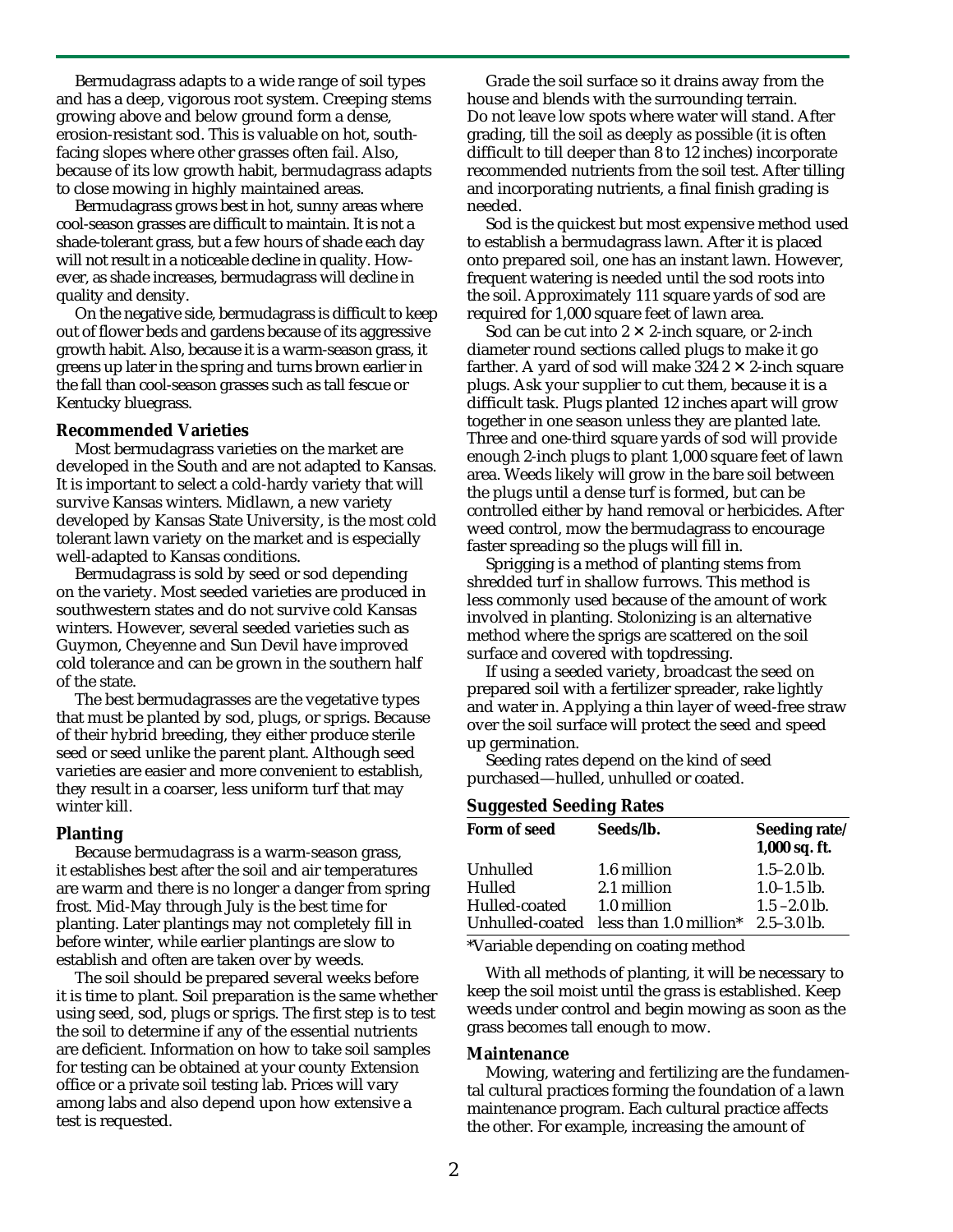Bermudagrass adapts to a wide range of soil types and has a deep, vigorous root system. Creeping stems growing above and below ground form a dense, erosion-resistant sod. This is valuable on hot, south-facing slopes where other grasses often fail. Also, because of its low growth habit, bermudagrass adapts to close mowing in highly maintained areas.

Bermudagrass grows best in hot, sunny areas where cool-season grasses are difficult to maintain. It is not a shade-tolerant grass, but a few hours of shade each day will not result in a noticeable decline in quality. However, as shade increases, bermudagrass will decline in quality and density.

On the negative side, bermudagrass is difficult to keep out of flower beds and gardens because of its aggressive growth habit. Also, because it is a warm-season grass, it greens up later in the spring and turns brown earlier in the fall than cool-season grasses such as tall fescue or Kentucky bluegrass.

### Recommended Varieties

Most bermudagrass varieties on the market are developed in the South and are not adapted to Kansas. It is important to select a cold-hardy variety that will survive Kansas winters. Midlawn, a new variety developed by Kansas State University, is the most cold tolerant lawn variety on the market and is especially well-adapted to Kansas conditions.

Bermudagrass is sold by seed or sod depending on the variety. Most seeded varieties are produced in southwestern states and do not survive cold Kansas winters. However, several seeded varieties such as Guymon, Cheyenne and Sun Devil have improved cold tolerance and can be grown in the southern half of the state.

The best bermudagrasses are the vegetative types that must be planted by sod, plugs, or sprigs. Because of their hybrid breeding, they either produce sterile seed or seed unlike the parent plant. Although seed varieties are easier and more convenient to establish, they result in a coarser, less uniform turf that may winter kill.

### Planting

Because bermudagrass is a warm-season grass, it establishes best after the soil and air temperatures are warm and there is no longer a danger from spring frost. Mid-May through July is the best time for planting. Later plantings may not completely fill in before winter, while earlier plantings are slow to establish and often are taken over by weeds.

The soil should be prepared several weeks before it is time to plant. Soil preparation is the same whether using seed, sod, plugs or sprigs. The first step is to test the soil to determine if any of the essential nutrients are deficient. Information on how to take soil samples for testing can be obtained at your county Extension office or a private soil testing lab. Prices will vary among labs and also depend upon how extensive a test is requested.

Grade the soil surface so it drains away from the house and blends with the surrounding terrain. Do not leave low spots where water will stand. After grading, till the soil as deeply as possible (it is often difficult to till deeper than 8 to 12 inches) incorporate recommended nutrients from the soil test. After tilling and incorporating nutrients, a final finish grading is needed.

Sod is the quickest but most expensive method used to establish a bermudagrass lawn. After it is placed onto prepared soil, one has an instant lawn. However, frequent watering is needed until the sod roots into the soil. Approximately 111 square yards of sod are required for 1,000 square feet of lawn area.

Sod can be cut into 2 × 2-inch square, or 2-inch diameter round sections called plugs to make it go farther. A yard of sod will make 324 2 × 2-inch square plugs. Ask your supplier to cut them, because it is a difficult task. Plugs planted 12 inches apart will grow together in one season unless they are planted late. Three and one-third square yards of sod will provide enough 2-inch plugs to plant 1,000 square feet of lawn area. Weeds likely will grow in the bare soil between the plugs until a dense turf is formed, but can be controlled either by hand removal or herbicides. After weed control, mow the bermudagrass to encourage faster spreading so the plugs will fill in.

Sprigging is a method of planting stems from shredded turf in shallow furrows. This method is less commonly used because of the amount of work involved in planting. Stolonizing is an alternative method where the sprigs are scattered on the soil surface and covered with topdressing.

If using a seeded variety, broadcast the seed on prepared soil with a fertilizer spreader, rake lightly and water in. Applying a thin layer of weed-free straw over the soil surface will protect the seed and speed up germination.

Seeding rates depend on the kind of seed purchased—hulled, unhulled or coated.

**Suggested Seeding Rates**

| Form of seed | Seeds/lb. | Seeding rate/ 1,000 sq. ft. |
|---|---|---|
| Unhulled | 1.6 million | 1.5–2.0 lb. |
| Hulled | 2.1 million | 1.0–1.5 lb. |
| Hulled-coated | 1.0 million | 1.5 –2.0 lb. |
| Unhulled-coated | less than 1.0 million* | 2.5–3.0 lb. |

*Variable depending on coating method

With all methods of planting, it will be necessary to keep the soil moist until the grass is established. Keep weeds under control and begin mowing as soon as the grass becomes tall enough to mow.

### Maintenance

Mowing, watering and fertilizing are the fundamental cultural practices forming the foundation of a lawn maintenance program. Each cultural practice affects the other. For example, increasing the amount of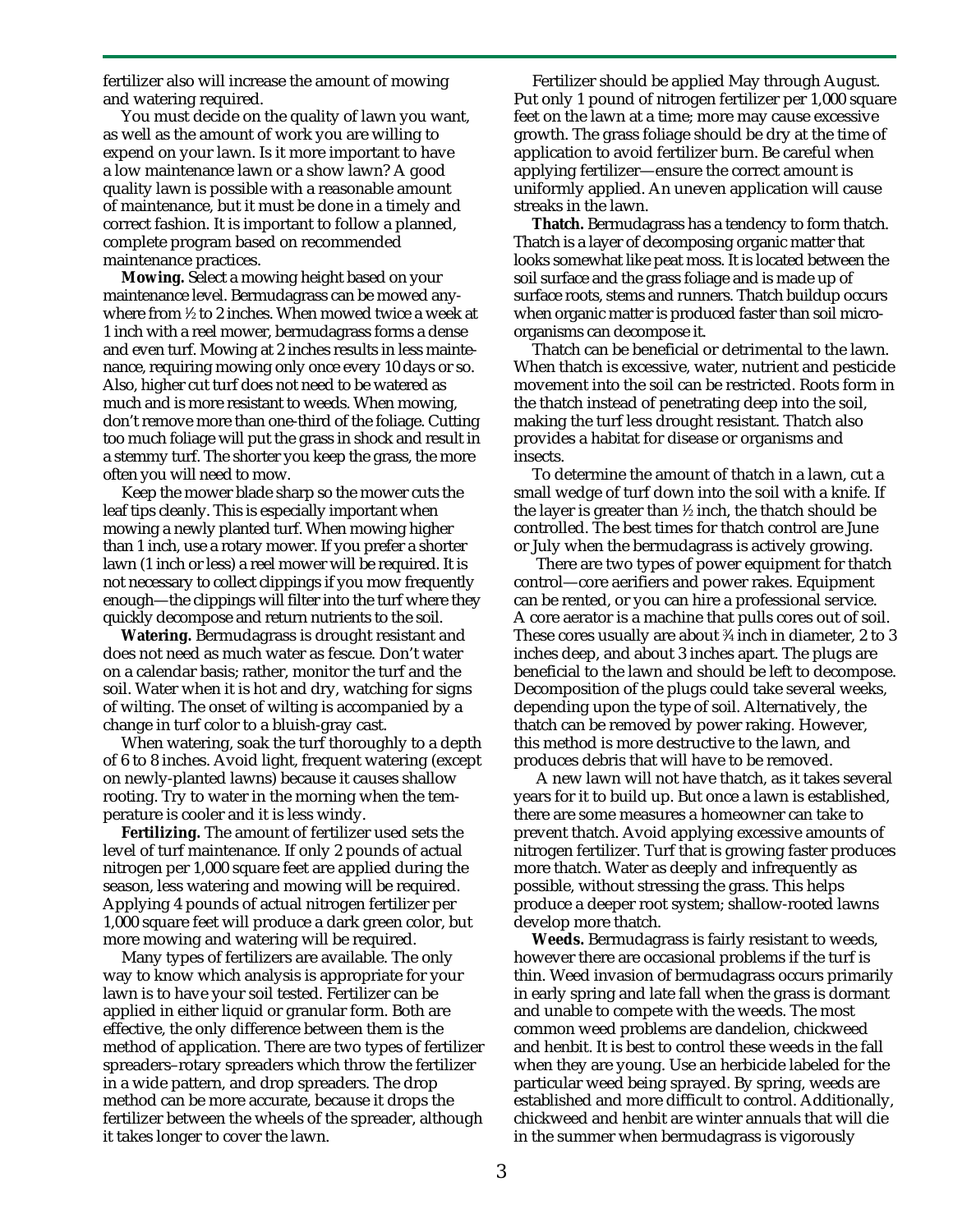fertilizer also will increase the amount of mowing and watering required.

You must decide on the quality of lawn you want, as well as the amount of work you are willing to expend on your lawn. Is it more important to have a low maintenance lawn or a show lawn? A good quality lawn is possible with a reasonable amount of maintenance, but it must be done in a timely and correct fashion. It is important to follow a planned, complete program based on recommended maintenance practices.

**Mowing.** Select a mowing height based on your maintenance level. Bermudagrass can be mowed anywhere from ½ to 2 inches. When mowed twice a week at 1 inch with a reel mower, bermudagrass forms a dense and even turf. Mowing at 2 inches results in less maintenance, requiring mowing only once every 10 days or so. Also, higher cut turf does not need to be watered as much and is more resistant to weeds. When mowing, don't remove more than one-third of the foliage. Cutting too much foliage will put the grass in shock and result in a stemmy turf. The shorter you keep the grass, the more often you will need to mow.

Keep the mower blade sharp so the mower cuts the leaf tips cleanly. This is especially important when mowing a newly planted turf. When mowing higher than 1 inch, use a rotary mower. If you prefer a shorter lawn (1 inch or less) a reel mower will be required. It is not necessary to collect clippings if you mow frequently enough—the clippings will filter into the turf where they quickly decompose and return nutrients to the soil.

**Watering.** Bermudagrass is drought resistant and does not need as much water as fescue. Don't water on a calendar basis; rather, monitor the turf and the soil. Water when it is hot and dry, watching for signs of wilting. The onset of wilting is accompanied by a change in turf color to a bluish-gray cast.

When watering, soak the turf thoroughly to a depth of 6 to 8 inches. Avoid light, frequent watering (except on newly-planted lawns) because it causes shallow rooting. Try to water in the morning when the temperature is cooler and it is less windy.

**Fertilizing.** The amount of fertilizer used sets the level of turf maintenance. If only 2 pounds of actual nitrogen per 1,000 square feet are applied during the season, less watering and mowing will be required. Applying 4 pounds of actual nitrogen fertilizer per 1,000 square feet will produce a dark green color, but more mowing and watering will be required.

Many types of fertilizers are available. The only way to know which analysis is appropriate for your lawn is to have your soil tested. Fertilizer can be applied in either liquid or granular form. Both are effective, the only difference between them is the method of application. There are two types of fertilizer spreaders–rotary spreaders which throw the fertilizer in a wide pattern, and drop spreaders. The drop method can be more accurate, because it drops the fertilizer between the wheels of the spreader, although it takes longer to cover the lawn.

Fertilizer should be applied May through August. Put only 1 pound of nitrogen fertilizer per 1,000 square feet on the lawn at a time; more may cause excessive growth. The grass foliage should be dry at the time of application to avoid fertilizer burn. Be careful when applying fertilizer—ensure the correct amount is uniformly applied. An uneven application will cause streaks in the lawn.

**Thatch.** Bermudagrass has a tendency to form thatch. Thatch is a layer of decomposing organic matter that looks somewhat like peat moss. It is located between the soil surface and the grass foliage and is made up of surface roots, stems and runners. Thatch buildup occurs when organic matter is produced faster than soil microorganisms can decompose it.

Thatch can be beneficial or detrimental to the lawn. When thatch is excessive, water, nutrient and pesticide movement into the soil can be restricted. Roots form in the thatch instead of penetrating deep into the soil, making the turf less drought resistant. Thatch also provides a habitat for disease or organisms and insects.

To determine the amount of thatch in a lawn, cut a small wedge of turf down into the soil with a knife. If the layer is greater than ½ inch, the thatch should be controlled. The best times for thatch control are June or July when the bermudagrass is actively growing.

There are two types of power equipment for thatch control—core aerifiers and power rakes. Equipment can be rented, or you can hire a professional service. A core aerator is a machine that pulls cores out of soil. These cores usually are about ¾ inch in diameter, 2 to 3 inches deep, and about 3 inches apart. The plugs are beneficial to the lawn and should be left to decompose. Decomposition of the plugs could take several weeks, depending upon the type of soil. Alternatively, the thatch can be removed by power raking. However, this method is more destructive to the lawn, and produces debris that will have to be removed.

A new lawn will not have thatch, as it takes several years for it to build up. But once a lawn is established, there are some measures a homeowner can take to prevent thatch. Avoid applying excessive amounts of nitrogen fertilizer. Turf that is growing faster produces more thatch. Water as deeply and infrequently as possible, without stressing the grass. This helps produce a deeper root system; shallow-rooted lawns develop more thatch.

**Weeds.** Bermudagrass is fairly resistant to weeds, however there are occasional problems if the turf is thin. Weed invasion of bermudagrass occurs primarily in early spring and late fall when the grass is dormant and unable to compete with the weeds. The most common weed problems are dandelion, chickweed and henbit. It is best to control these weeds in the fall when they are young. Use an herbicide labeled for the particular weed being sprayed. By spring, weeds are established and more difficult to control. Additionally, chickweed and henbit are winter annuals that will die in the summer when bermudagrass is vigorously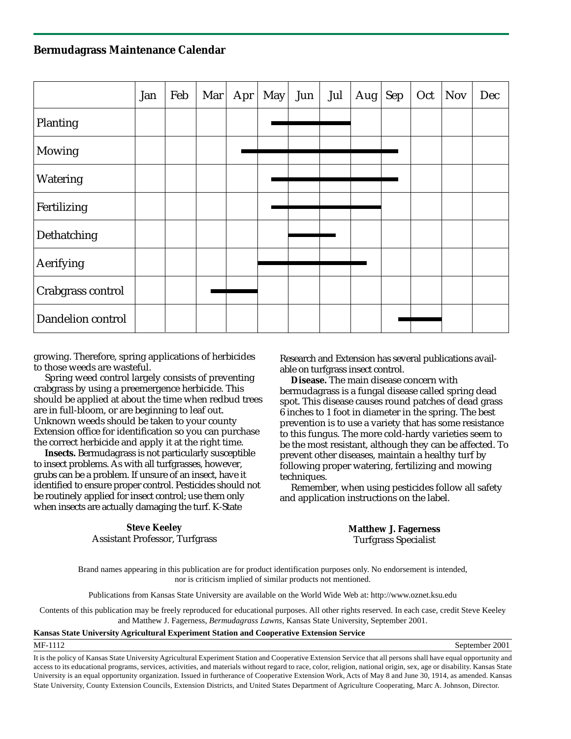## Bermudagrass Maintenance Calendar

Jan Feb Mar Apr May Jun Jul Aug Sep Oct Nov Dec

Planting

Mowing

Watering

Fertilizing

Dethatching

Aerifying

Crabgrass control

Dandelion control

growing. Therefore, spring applications of herbicides to those weeds are wasteful.

Spring weed control largely consists of preventing crabgrass by using a preemergence herbicide. This should be applied at about the time when redbud trees are in full-bloom, or are beginning to leaf out. Unknown weeds should be taken to your county Extension office for identification so you can purchase the correct herbicide and apply it at the right time.

**Insects.** Bermudagrass is not particularly susceptible to insect problems. As with all turfgrasses, however, grubs can be a problem. If unsure of an insect, have it identified to ensure proper control. Pesticides should not be routinely applied for insect control; use them only when insects are actually damaging the turf. K-State Research and Extension has several publications available on turfgrass insect control.

**Disease.** The main disease concern with bermudagrass is a fungal disease called spring dead spot. This disease causes round patches of dead grass 6 inches to 1 foot in diameter in the spring. The best prevention is to use a variety that has some resistance to this fungus. The more cold-hardy varieties seem to be the most resistant, although they can be affected. To prevent other diseases, maintain a healthy turf by following proper watering, fertilizing and mowing techniques.

Remember, when using pesticides follow all safety and application instructions on the label.

**Steve Keeley**
Assistant Professor, Turfgrass

**Matthew J. Fagerness**
Turfgrass Specialist

Brand names appearing in this publication are for product identification purposes only. No endorsement is intended, nor is criticism implied of similar products not mentioned.

Publications from Kansas State University are available on the World Wide Web at: http://www.oznet.ksu.edu

Contents of this publication may be freely reproduced for educational purposes. All other rights reserved. In each case, credit Steve Keeley and Matthew J. Fagerness, *Bermudagrass Lawns*, Kansas State University, September 2001.

**Kansas State University Agricultural Experiment Station and Cooperative Extension Service**

MF-1112 September 2001

It is the policy of Kansas State University Agricultural Experiment Station and Cooperative Extension Service that all persons shall have equal opportunity and access to its educational programs, services, activities, and materials without regard to race, color, religion, national origin, sex, age or disability. Kansas State University is an equal opportunity organization. Issued in furtherance of Cooperative Extension Work, Acts of May 8 and June 30, 1914, as amended. Kansas State University, County Extension Councils, Extension Districts, and United States Department of Agriculture Cooperating, Marc A. Johnson, Director.